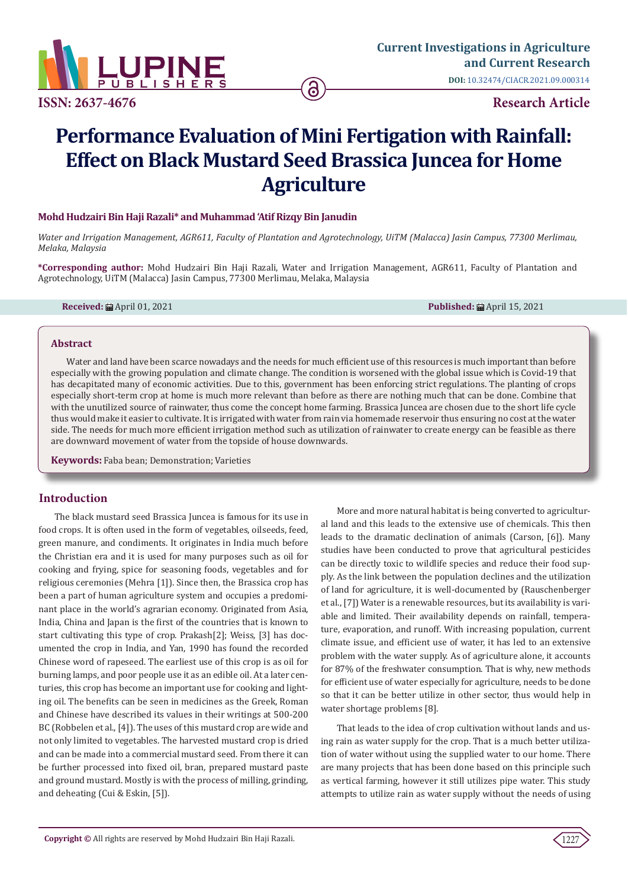# Performance Evaluation of Mini Fertigation with Rainfall: Effect on Black Mustard Seed Brassica Juncea for Home Agriculture

**Mohd Hudzairi Bin Haji Razali\* and Muhammad 'Atif Rizqy Bin Janudin**

*Water and Irrigation Management, AGR611, Faculty of Plantation and Agrotechnology, UiTM (Malacca) Jasin Campus, 77300 Merlimau, Melaka, Malaysia*

**\*Corresponding author:** Mohd Hudzairi Bin Haji Razali, Water and Irrigation Management, AGR611, Faculty of Plantation and Agrotechnology, UiTM (Malacca) Jasin Campus, 77300 Merlimau, Melaka, Malaysia

**Received:** April 01, 2021 **Published:** April 15, 2021

## Abstract

Water and land have been scarce nowadays and the needs for much efficient use of this resources is much important than before especially with the growing population and climate change. The condition is worsened with the global issue which is Covid-19 that has decapitated many of economic activities. Due to this, government has been enforcing strict regulations. The planting of crops especially short-term crop at home is much more relevant than before as there are nothing much that can be done. Combine that with the unutilized source of rainwater, thus come the concept home farming. Brassica Juncea are chosen due to the short life cycle thus would make it easier to cultivate. It is irrigated with water from rain via homemade reservoir thus ensuring no cost at the water side. The needs for much more efficient irrigation method such as utilization of rainwater to create energy can be feasible as there are downward movement of water from the topside of house downwards.

**Keywords:** Faba bean; Demonstration; Varieties

## Introduction

The black mustard seed Brassica Juncea is famous for its use in food crops. It is often used in the form of vegetables, oilseeds, feed, green manure, and condiments. It originates in India much before the Christian era and it is used for many purposes such as oil for cooking and frying, spice for seasoning foods, vegetables and for religious ceremonies (Mehra [1]). Since then, the Brassica crop has been a part of human agriculture system and occupies a predominant place in the world's agrarian economy. Originated from Asia, India, China and Japan is the first of the countries that is known to start cultivating this type of crop. Prakash[2]; Weiss, [3] has documented the crop in India, and Yan, 1990 has found the recorded Chinese word of rapeseed. The earliest use of this crop is as oil for burning lamps, and poor people use it as an edible oil. At a later centuries, this crop has become an important use for cooking and lighting oil. The benefits can be seen in medicines as the Greek, Roman and Chinese have described its values in their writings at 500-200 BC (Robbelen et al., [4]). The uses of this mustard crop are wide and not only limited to vegetables. The harvested mustard crop is dried and can be made into a commercial mustard seed. From there it can be further processed into fixed oil, bran, prepared mustard paste and ground mustard. Mostly is with the process of milling, grinding, and deheating (Cui & Eskin, [5]).

More and more natural habitat is being converted to agricultural land and this leads to the extensive use of chemicals. This then leads to the dramatic declination of animals (Carson, [6]). Many studies have been conducted to prove that agricultural pesticides can be directly toxic to wildlife species and reduce their food supply. As the link between the population declines and the utilization of land for agriculture, it is well-documented by (Rauschenberger et al., [7]) Water is a renewable resources, but its availability is variable and limited. Their availability depends on rainfall, temperature, evaporation, and runoff. With increasing population, current climate issue, and efficient use of water, it has led to an extensive problem with the water supply. As of agriculture alone, it accounts for 87% of the freshwater consumption. That is why, new methods for efficient use of water especially for agriculture, needs to be done so that it can be better utilize in other sector, thus would help in water shortage problems [8].

That leads to the idea of crop cultivation without lands and using rain as water supply for the crop. That is a much better utilization of water without using the supplied water to our home. There are many projects that has been done based on this principle such as vertical farming, however it still utilizes pipe water. This study attempts to utilize rain as water supply without the needs of using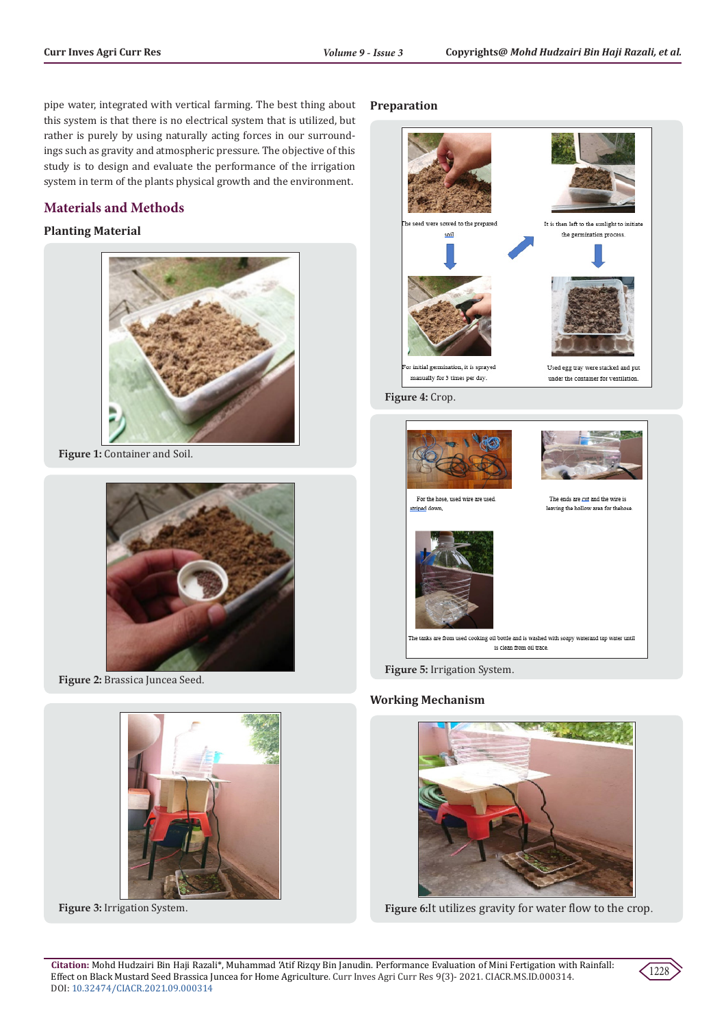pipe water, integrated with vertical farming. The best thing about this system is that there is no electrical system that is utilized, but rather is purely by using naturally acting forces in our surroundings such as gravity and atmospheric pressure. The objective of this study is to design and evaluate the performance of the irrigation system in term of the plants physical growth and the environment.

## Materials and Methods

### Planting Material

**Figure 1:** Container and Soil.

**Figure 2:** Brassica Juncea Seed.

**Figure 3:** Irrigation System.

### Preparation

The seed were sowed to the prepared soil

It is then left to the sunlight to initiate the germination process.

For initial germination, it is sprayed manually for 3 times per day.

Used egg tray were stacked and put under the container for ventilation.

**Figure 4:** Crop.

For the hose, used wire are used. striped down,

The ends are cut and the wire is leaving the hollow area for thehose.

The tanks are from used cooking oil bottle and is washed with soapy waterand tap water until is clean from oil trace.

**Figure 5:** Irrigation System.

### Working Mechanism

**Figure 6:** It utilizes gravity for water flow to the crop.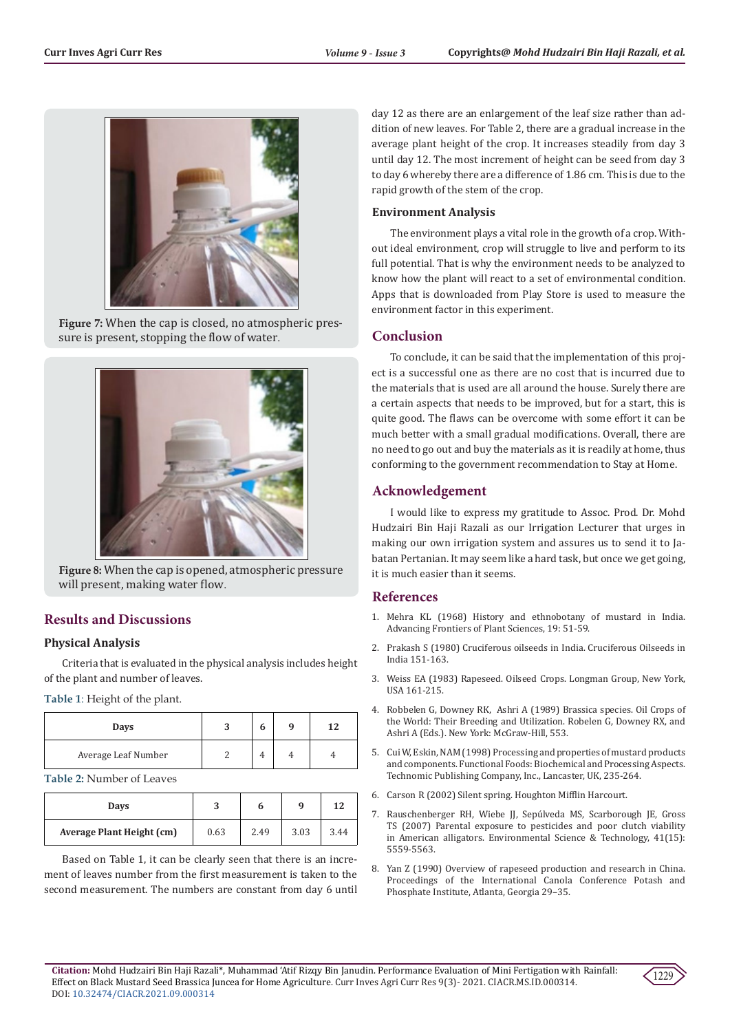**Figure 7:** When the cap is closed, no atmospheric pressure is present, stopping the flow of water.

**Figure 8:** When the cap is opened, atmospheric pressure will present, making water flow.

## Results and Discussions

### Physical Analysis

Criteria that is evaluated in the physical analysis includes height of the plant and number of leaves.

**Table 1**: Height of the plant.

| Days | 3 | 6 | 9 | 12 |
|---|---|---|---|---|
| Average Leaf Number | 2 | 4 | 4 | 4 |

**Table 2:** Number of Leaves

| Days | 3 | 6 | 9 | 12 |
|---|---|---|---|---|
| **Average Plant Height (cm)** | 0.63 | 2.49 | 3.03 | 3.44 |

Based on Table 1, it can be clearly seen that there is an increment of leaves number from the first measurement is taken to the second measurement. The numbers are constant from day 6 until day 12 as there are an enlargement of the leaf size rather than addition of new leaves. For Table 2, there are a gradual increase in the average plant height of the crop. It increases steadily from day 3 until day 12. The most increment of height can be seed from day 3 to day 6 whereby there are a difference of 1.86 cm. This is due to the rapid growth of the stem of the crop.

### Environment Analysis

The environment plays a vital role in the growth of a crop. Without ideal environment, crop will struggle to live and perform to its full potential. That is why the environment needs to be analyzed to know how the plant will react to a set of environmental condition. Apps that is downloaded from Play Store is used to measure the environment factor in this experiment.

## Conclusion

To conclude, it can be said that the implementation of this project is a successful one as there are no cost that is incurred due to the materials that is used are all around the house. Surely there are a certain aspects that needs to be improved, but for a start, this is quite good. The flaws can be overcome with some effort it can be much better with a small gradual modifications. Overall, there are no need to go out and buy the materials as it is readily at home, thus conforming to the government recommendation to Stay at Home.

## Acknowledgement

I would like to express my gratitude to Assoc. Prod. Dr. Mohd Hudzairi Bin Haji Razali as our Irrigation Lecturer that urges in making our own irrigation system and assures us to send it to Jabatan Pertanian. It may seem like a hard task, but once we get going, it is much easier than it seems.

## References

1. Mehra KL (1968) History and ethnobotany of mustard in India. Advancing Frontiers of Plant Sciences, 19: 51-59.
2. Prakash S (1980) Cruciferous oilseeds in India. Cruciferous Oilseeds in India 151-163.
3. Weiss EA (1983) Rapeseed. Oilseed Crops. Longman Group, New York, USA 161-215.
4. Robbelen G, Downey RK, Ashri A (1989) Brassica species. Oil Crops of the World: Their Breeding and Utilization. Robelen G, Downey RX, and Ashri A (Eds.). New York: McGraw-Hill, 553.
5. Cui W, Eskin, NAM (1998) Processing and properties of mustard products and components. Functional Foods: Biochemical and Processing Aspects. Technomic Publishing Company, Inc., Lancaster, UK, 235-264.
6. Carson R (2002) Silent spring. Houghton Mifflin Harcourt.
7. Rauschenberger RH, Wiebe JJ, Sepúlveda MS, Scarborough JE, Gross TS (2007) Parental exposure to pesticides and poor clutch viability in American alligators. Environmental Science & Technology, 41(15): 5559-5563.
8. Yan Z (1990) Overview of rapeseed production and research in China. Proceedings of the International Canola Conference Potash and Phosphate Institute, Atlanta, Georgia 29–35.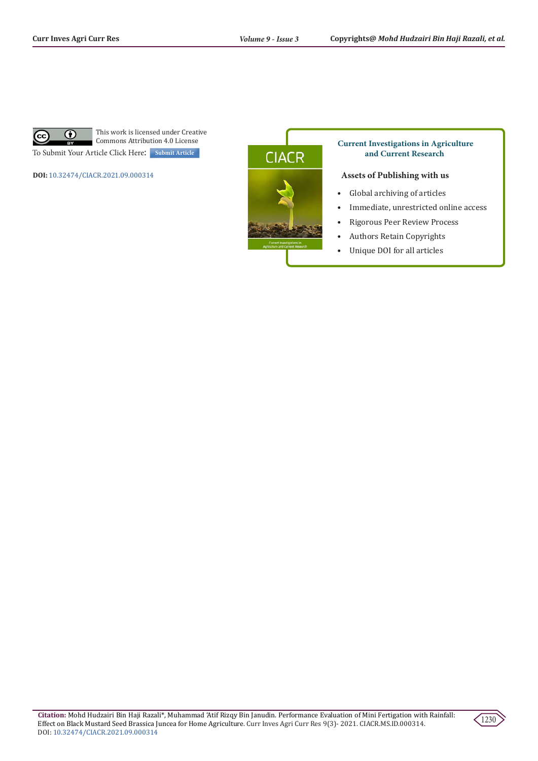This work is licensed under Creative Commons Attribution 4.0 License

To Submit Your Article Click Here: Submit Article

**DOI:** 10.32474/CIACR.2021.09.000314

CIACR

Current Investigations in Agriculture and Current Research

**Current Investigations in Agriculture and Current Research**

**Assets of Publishing with us**

- Global archiving of articles
- Immediate, unrestricted online access
- Rigorous Peer Review Process
- Authors Retain Copyrights
- Unique DOI for all articles